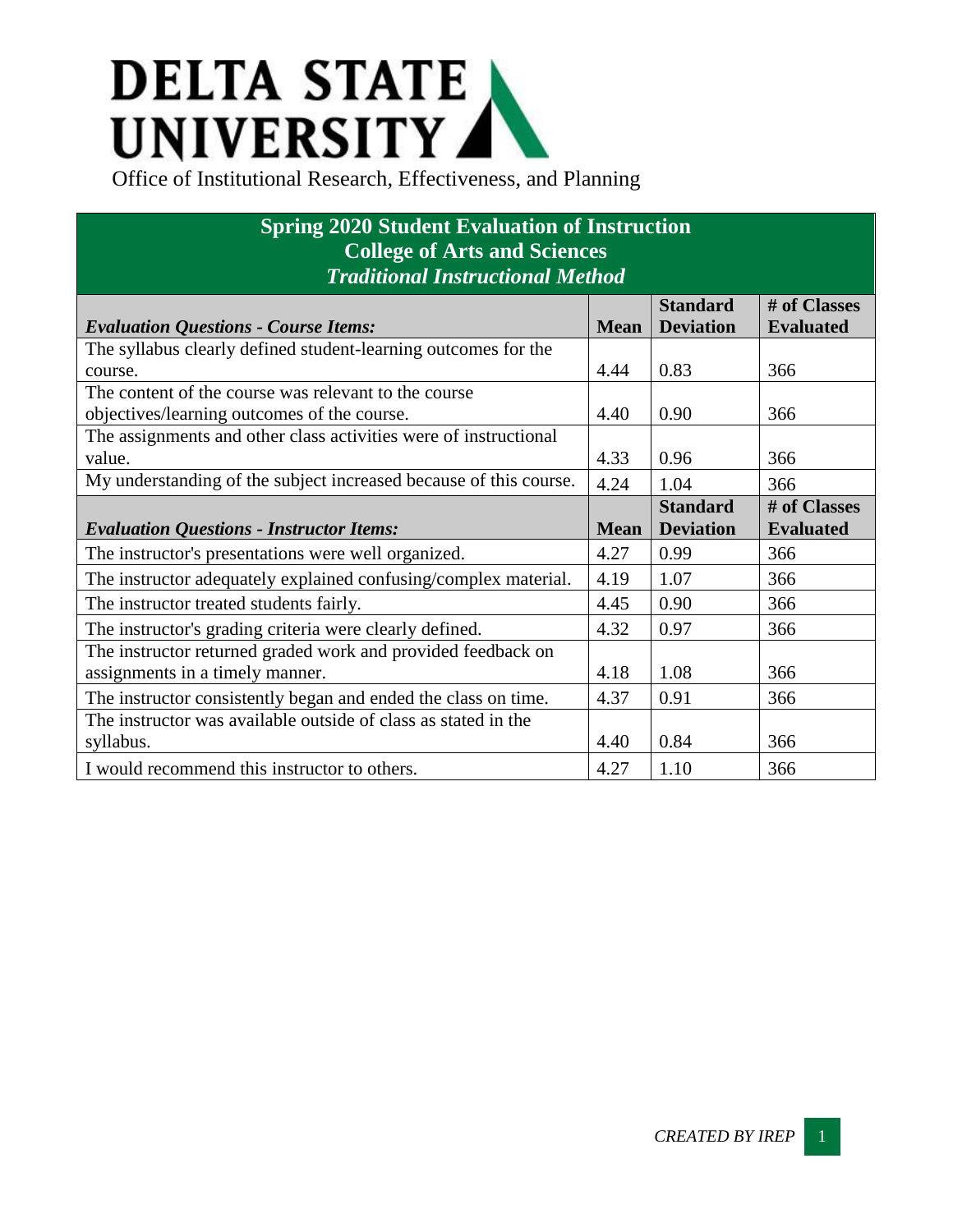# DELTA STATE UNIVERSITY

Office of Institutional Research, Effectiveness, and Planning

## Spring 2020 Student Evaluation of Instruction
## College of Arts and Sciences
## *Traditional Instructional Method*

| *Evaluation Questions - Course Items:* | Mean | Standard Deviation | # of Classes Evaluated |
|---|---|---|---|
| The syllabus clearly defined student-learning outcomes for the course. | 4.44 | 0.83 | 366 |
| The content of the course was relevant to the course objectives/learning outcomes of the course. | 4.40 | 0.90 | 366 |
| The assignments and other class activities were of instructional value. | 4.33 | 0.96 | 366 |
| My understanding of the subject increased because of this course. | 4.24 | 1.04 | 366 |
| ***Evaluation Questions - Instructor Items:*** | **Mean** | **Standard Deviation** | **# of Classes Evaluated** |
| The instructor's presentations were well organized. | 4.27 | 0.99 | 366 |
| The instructor adequately explained confusing/complex material. | 4.19 | 1.07 | 366 |
| The instructor treated students fairly. | 4.45 | 0.90 | 366 |
| The instructor's grading criteria were clearly defined. | 4.32 | 0.97 | 366 |
| The instructor returned graded work and provided feedback on assignments in a timely manner. | 4.18 | 1.08 | 366 |
| The instructor consistently began and ended the class on time. | 4.37 | 0.91 | 366 |
| The instructor was available outside of class as stated in the syllabus. | 4.40 | 0.84 | 366 |
| I would recommend this instructor to others. | 4.27 | 1.10 | 366 |

*CREATED BY IREP*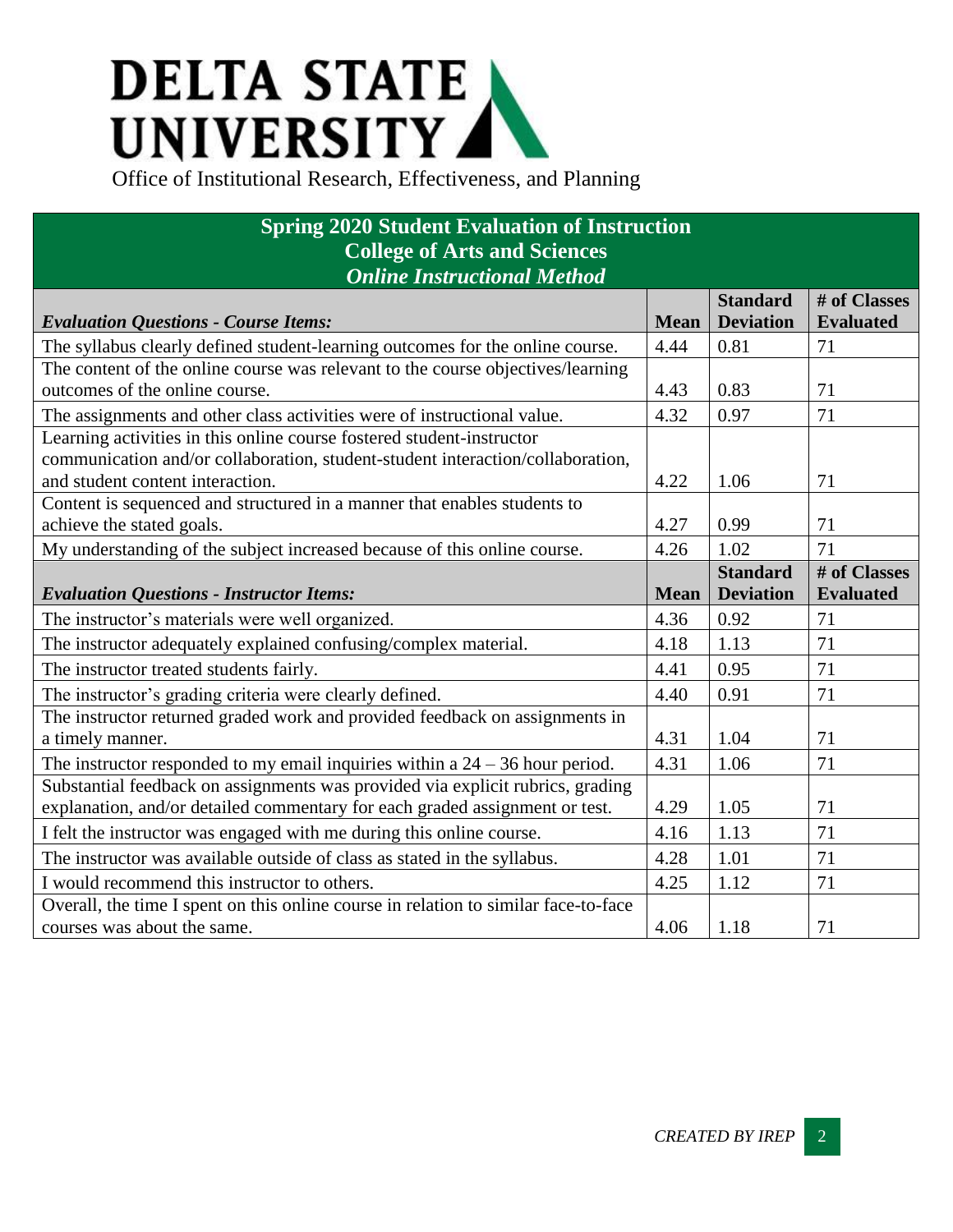# DELTA STATE UNIVERSITY

Office of Institutional Research, Effectiveness, and Planning

## Spring 2020 Student Evaluation of Instruction
## College of Arts and Sciences
### *Online Instructional Method*

| *Evaluation Questions - Course Items:* | Mean | Standard Deviation | # of Classes Evaluated |
|---|---|---|---|
| The syllabus clearly defined student-learning outcomes for the online course. | 4.44 | 0.81 | 71 |
| The content of the online course was relevant to the course objectives/learning outcomes of the online course. | 4.43 | 0.83 | 71 |
| The assignments and other class activities were of instructional value. | 4.32 | 0.97 | 71 |
| Learning activities in this online course fostered student-instructor communication and/or collaboration, student-student interaction/collaboration, and student content interaction. | 4.22 | 1.06 | 71 |
| Content is sequenced and structured in a manner that enables students to achieve the stated goals. | 4.27 | 0.99 | 71 |
| My understanding of the subject increased because of this online course. | 4.26 | 1.02 | 71 |
| *Evaluation Questions - Instructor Items:* | **Mean** | **Standard Deviation** | **# of Classes Evaluated** |
| The instructor's materials were well organized. | 4.36 | 0.92 | 71 |
| The instructor adequately explained confusing/complex material. | 4.18 | 1.13 | 71 |
| The instructor treated students fairly. | 4.41 | 0.95 | 71 |
| The instructor's grading criteria were clearly defined. | 4.40 | 0.91 | 71 |
| The instructor returned graded work and provided feedback on assignments in a timely manner. | 4.31 | 1.04 | 71 |
| The instructor responded to my email inquiries within a 24 – 36 hour period. | 4.31 | 1.06 | 71 |
| Substantial feedback on assignments was provided via explicit rubrics, grading explanation, and/or detailed commentary for each graded assignment or test. | 4.29 | 1.05 | 71 |
| I felt the instructor was engaged with me during this online course. | 4.16 | 1.13 | 71 |
| The instructor was available outside of class as stated in the syllabus. | 4.28 | 1.01 | 71 |
| I would recommend this instructor to others. | 4.25 | 1.12 | 71 |
| Overall, the time I spent on this online course in relation to similar face-to-face courses was about the same. | 4.06 | 1.18 | 71 |

*CREATED BY IREP*